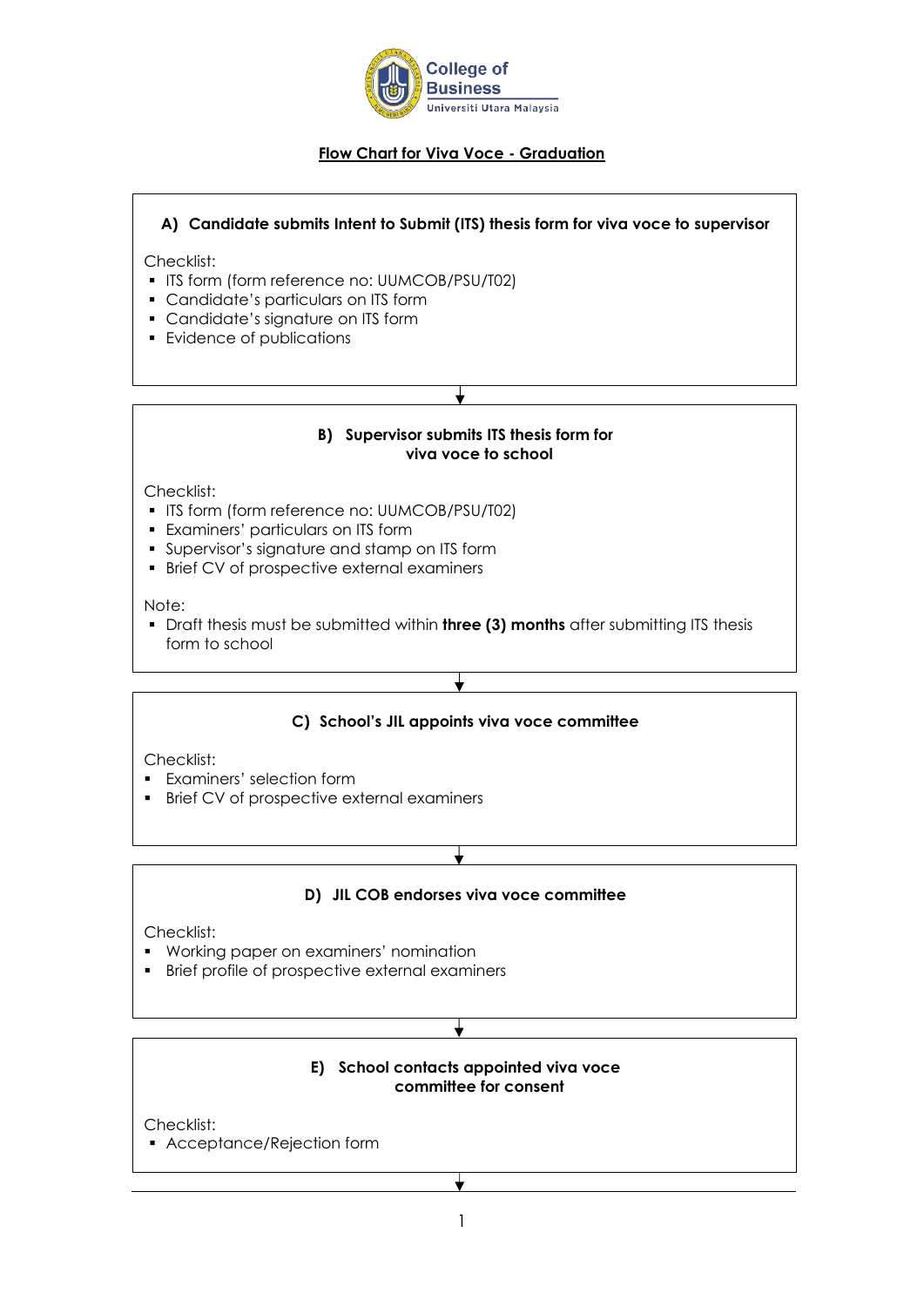College of Business
Universiti Utara Malaysia

# Flow Chart for Viva Voce - Graduation

### A) Candidate submits Intent to Submit (ITS) thesis form for viva voce to supervisor

Checklist:
- ITS form (form reference no: UUMCOB/PSU/T02)
- Candidate's particulars on ITS form
- Candidate's signature on ITS form
- Evidence of publications

↓

### B) Supervisor submits ITS thesis form for viva voce to school

Checklist:
- ITS form (form reference no: UUMCOB/PSU/T02)
- Examiners' particulars on ITS form
- Supervisor's signature and stamp on ITS form
- Brief CV of prospective external examiners

Note:
- Draft thesis must be submitted within **three (3) months** after submitting ITS thesis form to school

↓

### C) School's JIL appoints viva voce committee

Checklist:
- Examiners' selection form
- Brief CV of prospective external examiners

↓

### D) JIL COB endorses viva voce committee

Checklist:
- Working paper on examiners' nomination
- Brief profile of prospective external examiners

↓

### E) School contacts appointed viva voce committee for consent

Checklist:
- Acceptance/Rejection form

↓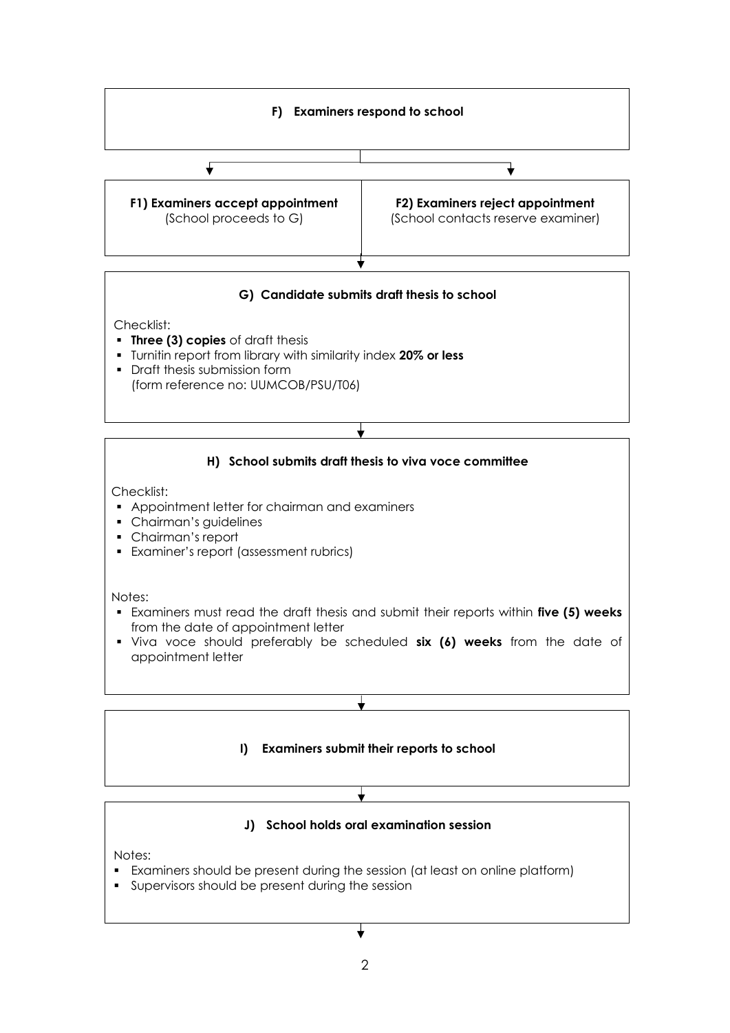**F) Examiners respond to school**

**F1) Examiners accept appointment**
(School proceeds to G)

**F2) Examiners reject appointment**
(School contacts reserve examiner)

**G) Candidate submits draft thesis to school**

Checklist:

- **Three (3) copies** of draft thesis
- Turnitin report from library with similarity index **20% or less**
- Draft thesis submission form
  (form reference no: UUMCOB/PSU/T06)

**H) School submits draft thesis to viva voce committee**

Checklist:

- Appointment letter for chairman and examiners
- Chairman's guidelines
- Chairman's report
- Examiner's report (assessment rubrics)

Notes:

- Examiners must read the draft thesis and submit their reports within **five (5) weeks** from the date of appointment letter
- Viva voce should preferably be scheduled **six (6) weeks** from the date of appointment letter

**I) Examiners submit their reports to school**

**J) School holds oral examination session**

Notes:

- Examiners should be present during the session (at least on online platform)
- Supervisors should be present during the session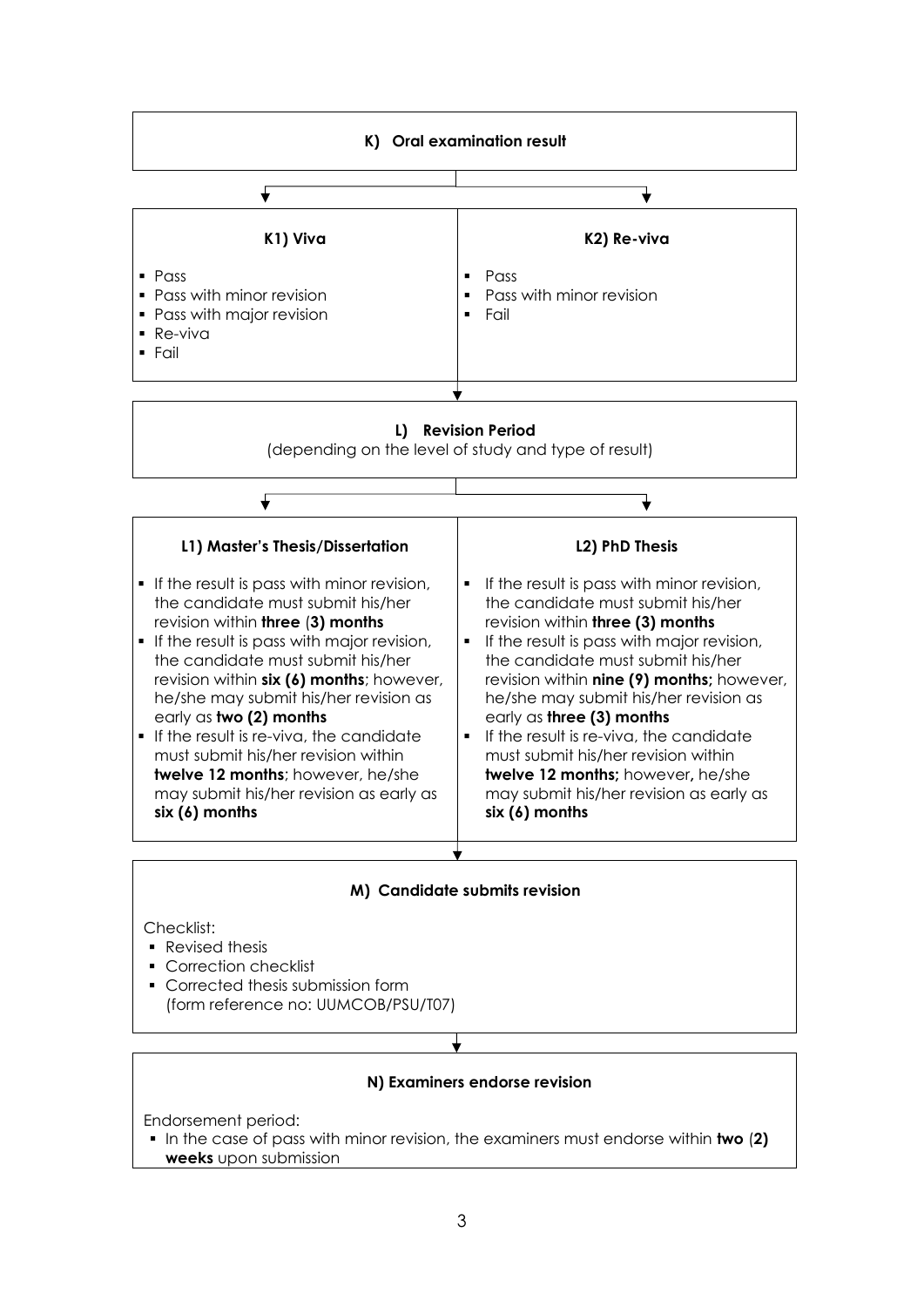### K) Oral examination result

| K1) Viva | K2) Re-viva |
|---|---|
| ▪ Pass<br>▪ Pass with minor revision<br>▪ Pass with major revision<br>▪ Re-viva<br>▪ Fail | ▪ Pass<br>▪ Pass with minor revision<br>▪ Fail |

### L) Revision Period

(depending on the level of study and type of result)

| L1) Master's Thesis/Dissertation | L2) PhD Thesis |
|---|---|
| ▪ If the result is pass with minor revision, the candidate must submit his/her revision within **three** (**3) months**<br>▪ If the result is pass with major revision, the candidate must submit his/her revision within **six (6) months**; however, he/she may submit his/her revision as early as **two (2) months**<br>▪ If the result is re-viva, the candidate must submit his/her revision within **twelve 12 months**; however, he/she may submit his/her revision as early as **six (6) months** | ▪ If the result is pass with minor revision, the candidate must submit his/her revision within **three (3) months**<br>▪ If the result is pass with major revision, the candidate must submit his/her revision within **nine (9) months;** however, he/she may submit his/her revision as early as **three (3) months**<br>▪ If the result is re-viva, the candidate must submit his/her revision within **twelve 12 months;** however**,** he/she may submit his/her revision as early as **six (6) months** |

### M) Candidate submits revision

Checklist:

- Revised thesis
- Correction checklist
- Corrected thesis submission form (form reference no: UUMCOB/PSU/T07)

### N) Examiners endorse revision

Endorsement period:

- In the case of pass with minor revision, the examiners must endorse within **two** (**2) weeks** upon submission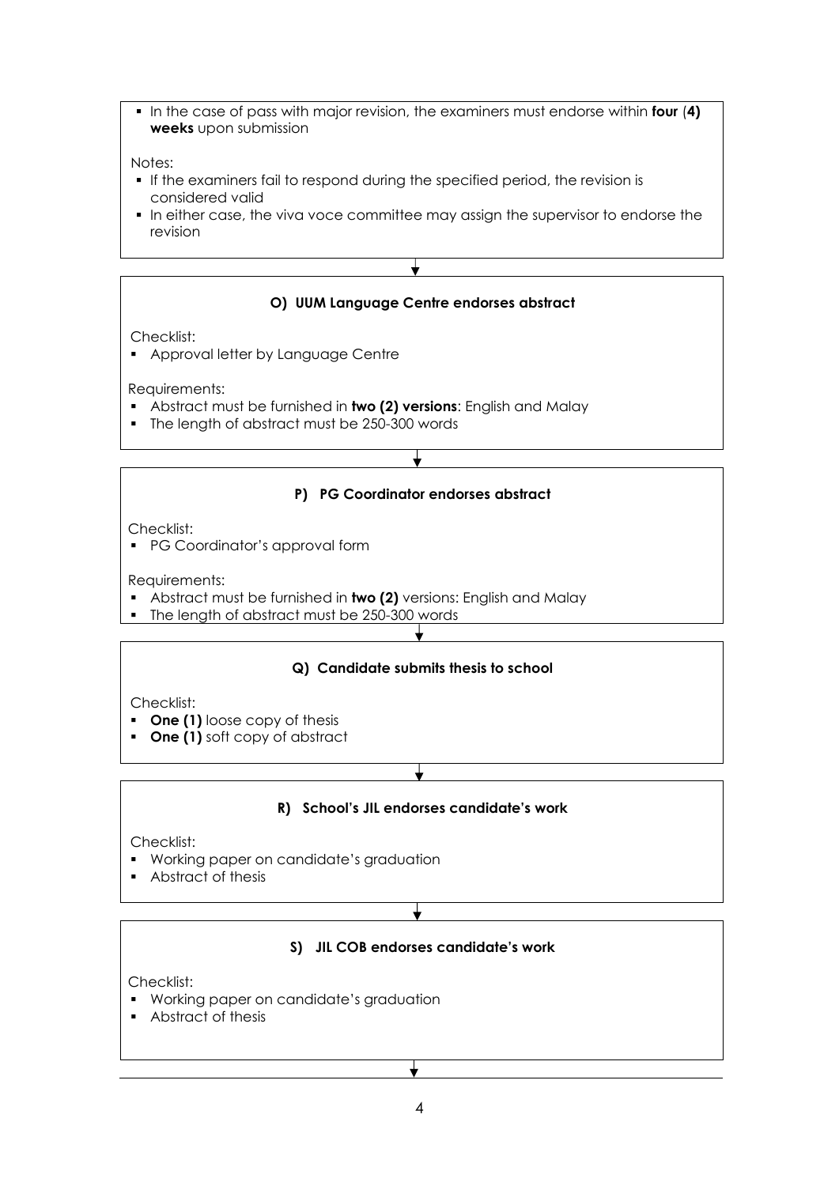- In the case of pass with major revision, the examiners must endorse within **four** (**4) weeks** upon submission

Notes:

- If the examiners fail to respond during the specified period, the revision is considered valid
- In either case, the viva voce committee may assign the supervisor to endorse the revision

**O) UUM Language Centre endorses abstract**

Checklist:

- Approval letter by Language Centre

Requirements:

- Abstract must be furnished in **two (2) versions**: English and Malay
- The length of abstract must be 250-300 words

**P) PG Coordinator endorses abstract**

Checklist:

- PG Coordinator's approval form

Requirements:

- Abstract must be furnished in **two (2)** versions: English and Malay
- The length of abstract must be 250-300 words

**Q) Candidate submits thesis to school**

Checklist:

- **One (1)** loose copy of thesis
- **One (1)** soft copy of abstract

**R) School's JIL endorses candidate's work**

Checklist:

- Working paper on candidate's graduation
- Abstract of thesis

**S) JIL COB endorses candidate's work**

Checklist:

- Working paper on candidate's graduation
- Abstract of thesis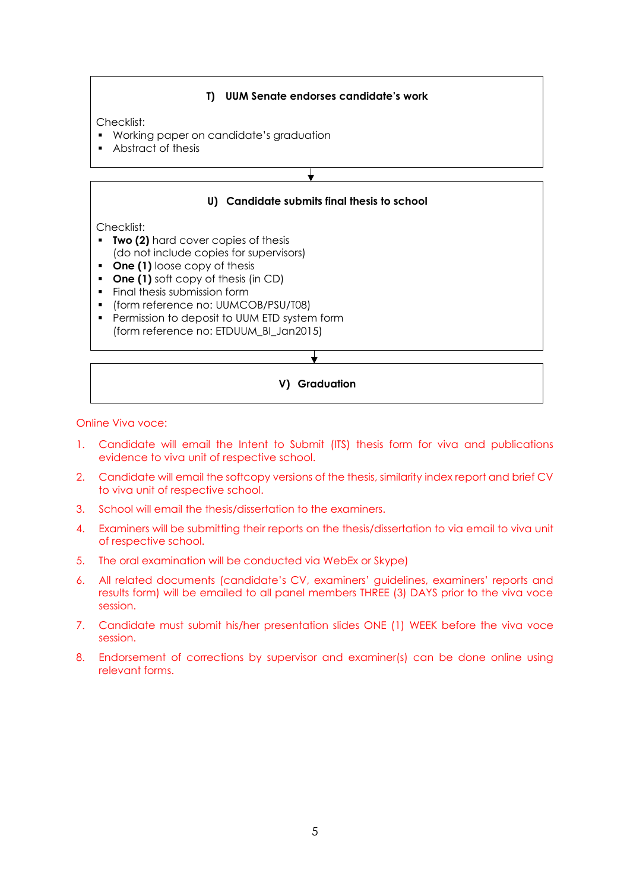**T) UUM Senate endorses candidate's work**

Checklist:

- Working paper on candidate's graduation
- Abstract of thesis

**U) Candidate submits final thesis to school**

Checklist:

- **Two (2)** hard cover copies of thesis (do not include copies for supervisors)
- **One (1)** loose copy of thesis
- **One (1)** soft copy of thesis (in CD)
- Final thesis submission form
- (form reference no: UUMCOB/PSU/T08)
- Permission to deposit to UUM ETD system form (form reference no: ETDUUM_BI_Jan2015)

**V) Graduation**

Online Viva voce:

1. Candidate will email the Intent to Submit (ITS) thesis form for viva and publications evidence to viva unit of respective school.
2. Candidate will email the softcopy versions of the thesis, similarity index report and brief CV to viva unit of respective school.
3. School will email the thesis/dissertation to the examiners.
4. Examiners will be submitting their reports on the thesis/dissertation to via email to viva unit of respective school.
5. The oral examination will be conducted via WebEx or Skype)
6. All related documents (candidate's CV, examiners' guidelines, examiners' reports and results form) will be emailed to all panel members THREE (3) DAYS prior to the viva voce session.
7. Candidate must submit his/her presentation slides ONE (1) WEEK before the viva voce session.
8. Endorsement of corrections by supervisor and examiner(s) can be done online using relevant forms.